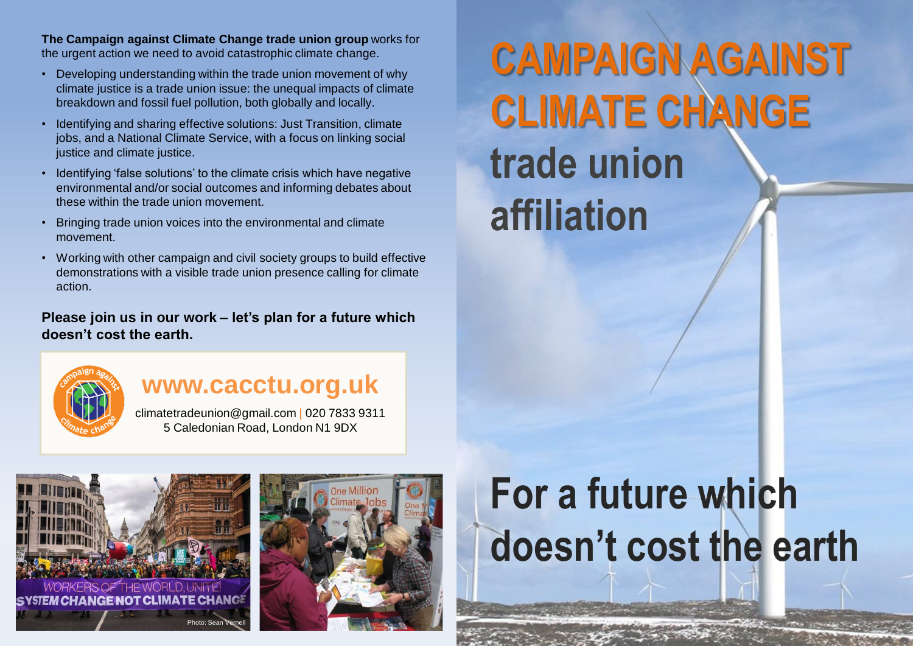**The Campaign against Climate Change trade union group** works for the urgent action we need to avoid catastrophic climate change.

- Developing understanding within the trade union movement of why climate justice is a trade union issue: the unequal impacts of climate breakdown and fossil fuel pollution, both globally and locally.
- Identifying and sharing effective solutions: Just Transition, climate jobs, and a National Climate Service, with a focus on linking social justice and climate justice.
- Identifying 'false solutions' to the climate crisis which have negative environmental and/or social outcomes and informing debates about these within the trade union movement.
- Bringing trade union voices into the environmental and climate movement.
- Working with other campaign and civil society groups to build effective demonstrations with a visible trade union presence calling for climate action.

**Please join us in our work – let's plan for a future which doesn't cost the earth.**

## www.cacctu.org.uk

climatetradeunion@gmail.com | 020 7833 9311
5 Caledonian Road, London N1 9DX

Photo: Sean Vernell

# CAMPAIGN AGAINST CLIMATE CHANGE trade union affiliation

# For a future which doesn't cost the earth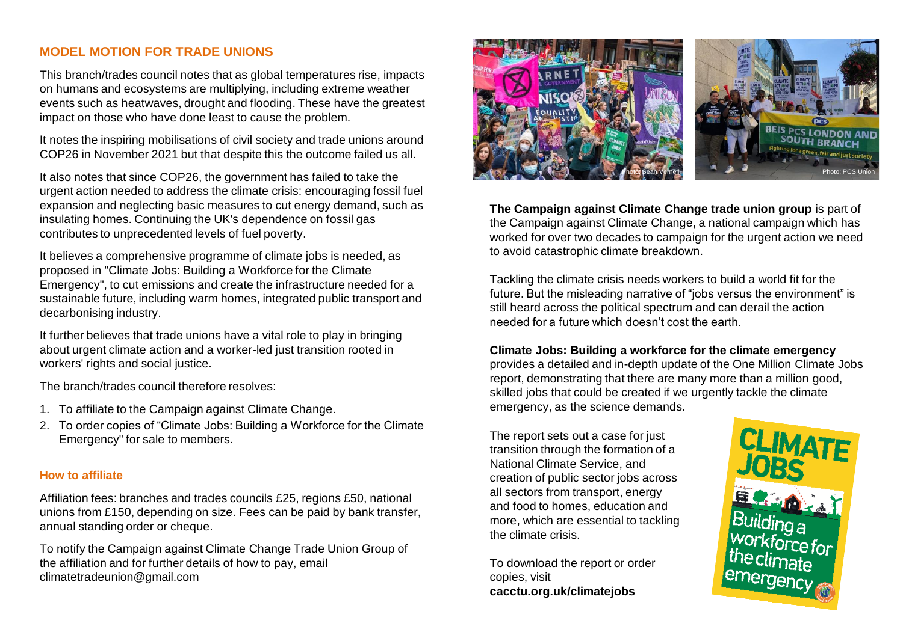## MODEL MOTION FOR TRADE UNIONS

This branch/trades council notes that as global temperatures rise, impacts on humans and ecosystems are multiplying, including extreme weather events such as heatwaves, drought and flooding. These have the greatest impact on those who have done least to cause the problem.

It notes the inspiring mobilisations of civil society and trade unions around COP26 in November 2021 but that despite this the outcome failed us all.

It also notes that since COP26, the government has failed to take the urgent action needed to address the climate crisis: encouraging fossil fuel expansion and neglecting basic measures to cut energy demand, such as insulating homes. Continuing the UK's dependence on fossil gas contributes to unprecedented levels of fuel poverty.

It believes a comprehensive programme of climate jobs is needed, as proposed in "Climate Jobs: Building a Workforce for the Climate Emergency", to cut emissions and create the infrastructure needed for a sustainable future, including warm homes, integrated public transport and decarbonising industry.

It further believes that trade unions have a vital role to play in bringing about urgent climate action and a worker-led just transition rooted in workers' rights and social justice.

The branch/trades council therefore resolves:

1. To affiliate to the Campaign against Climate Change.
2. To order copies of "Climate Jobs: Building a Workforce for the Climate Emergency" for sale to members.

### How to affiliate

Affiliation fees: branches and trades councils £25, regions £50, national unions from £150, depending on size. Fees can be paid by bank transfer, annual standing order or cheque.

To notify the Campaign against Climate Change Trade Union Group of the affiliation and for further details of how to pay, email climatetradeunion@gmail.com

Photo: Sean Vernell

Photo: PCS Union

**The Campaign against Climate Change trade union group** is part of the Campaign against Climate Change, a national campaign which has worked for over two decades to campaign for the urgent action we need to avoid catastrophic climate breakdown.

Tackling the climate crisis needs workers to build a world fit for the future. But the misleading narrative of "jobs versus the environment" is still heard across the political spectrum and can derail the action needed for a future which doesn't cost the earth.

**Climate Jobs: Building a workforce for the climate emergency** provides a detailed and in-depth update of the One Million Climate Jobs report, demonstrating that there are many more than a million good, skilled jobs that could be created if we urgently tackle the climate emergency, as the science demands.

The report sets out a case for just transition through the formation of a National Climate Service, and creation of public sector jobs across all sectors from transport, energy and food to homes, education and more, which are essential to tackling the climate crisis.

To download the report or order copies, visit **cacctu.org.uk/climatejobs**